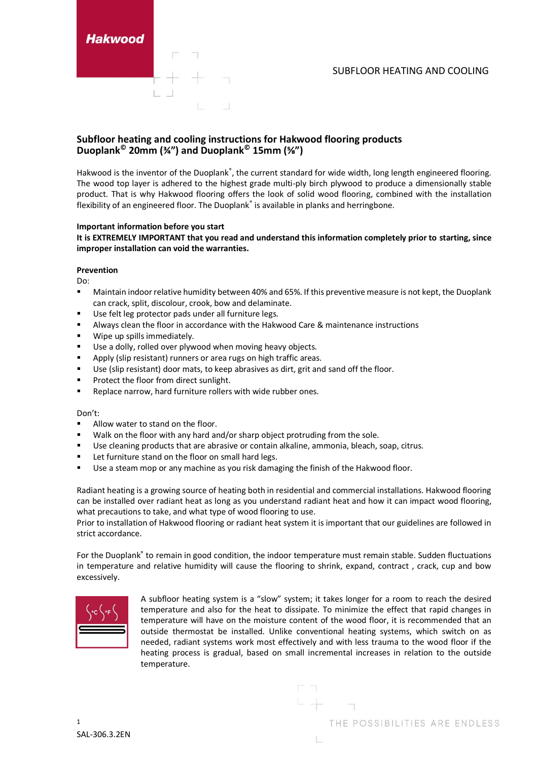Hakwood

SUBFLOOR HEATING AND COOLING

## Subfloor heating and cooling instructions for Hakwood flooring products Duoplank© 20mm (¾") and Duoplank© 15mm (⅝")

Hakwood is the inventor of the Duoplank®, the current standard for wide width, long length engineered flooring. The wood top layer is adhered to the highest grade multi-ply birch plywood to produce a dimensionally stable product. That is why Hakwood flooring offers the look of solid wood flooring, combined with the installation flexibility of an engineered floor. The Duoplank® is available in planks and herringbone.

**Important information before you start**

**It is EXTREMELY IMPORTANT that you read and understand this information completely prior to starting, since improper installation can void the warranties.**

**Prevention**

Do:

- Maintain indoor relative humidity between 40% and 65%. If this preventive measure is not kept, the Duoplank can crack, split, discolour, crook, bow and delaminate.
- Use felt leg protector pads under all furniture legs.
- Always clean the floor in accordance with the Hakwood Care & maintenance instructions
- Wipe up spills immediately.
- Use a dolly, rolled over plywood when moving heavy objects.
- Apply (slip resistant) runners or area rugs on high traffic areas.
- Use (slip resistant) door mats, to keep abrasives as dirt, grit and sand off the floor.
- Protect the floor from direct sunlight.
- Replace narrow, hard furniture rollers with wide rubber ones.

Don't:

- Allow water to stand on the floor.
- Walk on the floor with any hard and/or sharp object protruding from the sole.
- Use cleaning products that are abrasive or contain alkaline, ammonia, bleach, soap, citrus.
- Let furniture stand on the floor on small hard legs.
- Use a steam mop or any machine as you risk damaging the finish of the Hakwood floor.

Radiant heating is a growing source of heating both in residential and commercial installations. Hakwood flooring can be installed over radiant heat as long as you understand radiant heat and how it can impact wood flooring, what precautions to take, and what type of wood flooring to use.

Prior to installation of Hakwood flooring or radiant heat system it is important that our guidelines are followed in strict accordance.

For the Duoplank® to remain in good condition, the indoor temperature must remain stable. Sudden fluctuations in temperature and relative humidity will cause the flooring to shrink, expand, contract , crack, cup and bow excessively.

A subfloor heating system is a "slow" system; it takes longer for a room to reach the desired temperature and also for the heat to dissipate. To minimize the effect that rapid changes in temperature will have on the moisture content of the wood floor, it is recommended that an outside thermostat be installed. Unlike conventional heating systems, which switch on as needed, radiant systems work most effectively and with less trauma to the wood floor if the heating process is gradual, based on small incremental increases in relation to the outside temperature.

SAL-306.3.2EN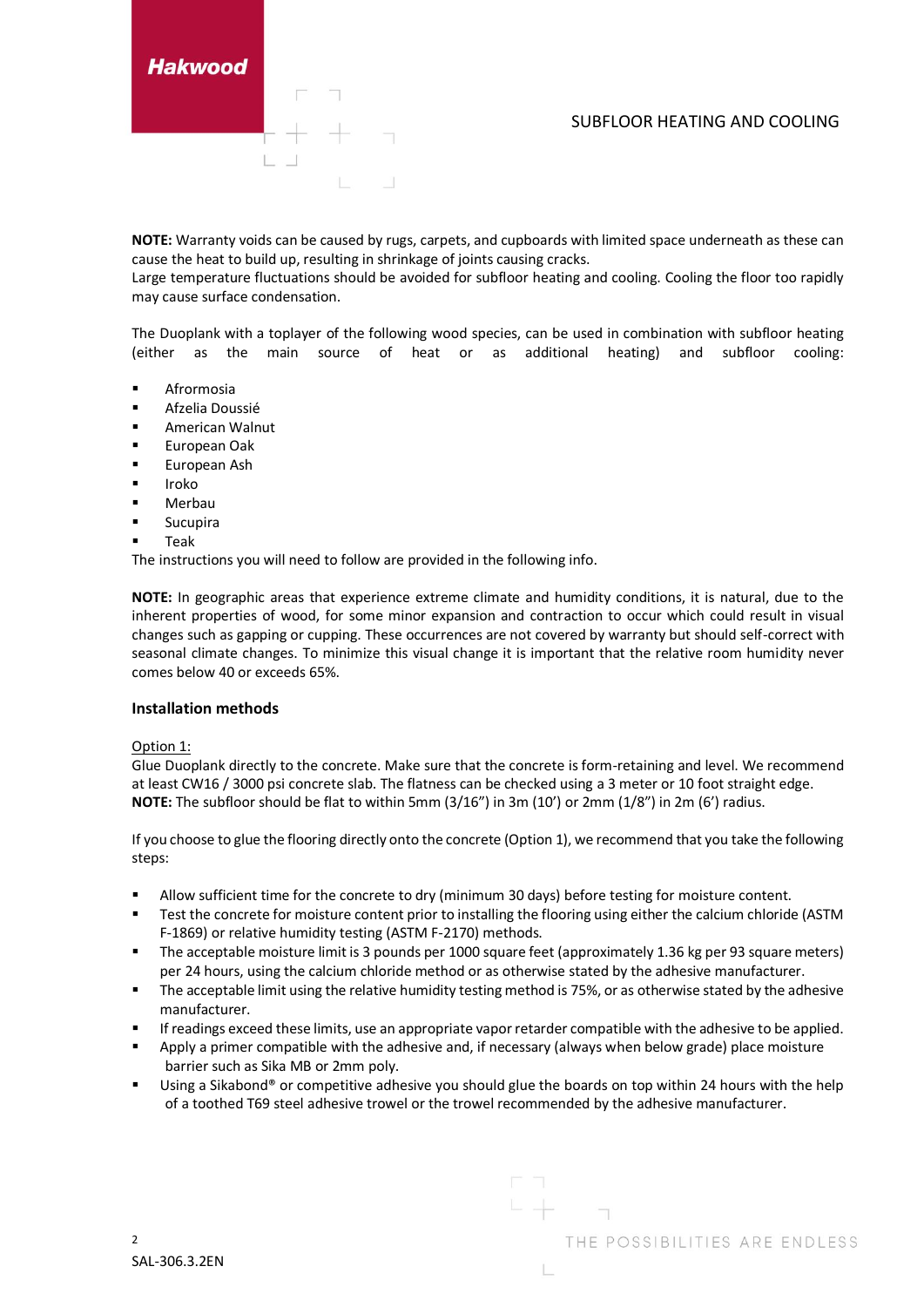NOTE: Warranty voids can be caused by rugs, carpets, and cupboards with limited space underneath as these can cause the heat to build up, resulting in shrinkage of joints causing cracks.
Large temperature fluctuations should be avoided for subfloor heating and cooling. Cooling the floor too rapidly may cause surface condensation.

The Duoplank with a toplayer of the following wood species, can be used in combination with subfloor heating (either as the main source of heat or as additional heating) and subfloor cooling:

- Afrormosia
- Afzelia Doussié
- American Walnut
- European Oak
- European Ash
- Iroko
- Merbau
- Sucupira
- Teak

The instructions you will need to follow are provided in the following info.

**NOTE:** In geographic areas that experience extreme climate and humidity conditions, it is natural, due to the inherent properties of wood, for some minor expansion and contraction to occur which could result in visual changes such as gapping or cupping. These occurrences are not covered by warranty but should self-correct with seasonal climate changes. To minimize this visual change it is important that the relative room humidity never comes below 40 or exceeds 65%.

**Installation methods**

Option 1:
Glue Duoplank directly to the concrete. Make sure that the concrete is form-retaining and level. We recommend at least CW16 / 3000 psi concrete slab. The flatness can be checked using a 3 meter or 10 foot straight edge.
**NOTE:** The subfloor should be flat to within 5mm (3/16") in 3m (10') or 2mm (1/8") in 2m (6') radius.

If you choose to glue the flooring directly onto the concrete (Option 1), we recommend that you take the following steps:

- Allow sufficient time for the concrete to dry (minimum 30 days) before testing for moisture content.
- Test the concrete for moisture content prior to installing the flooring using either the calcium chloride (ASTM F-1869) or relative humidity testing (ASTM F-2170) methods.
- The acceptable moisture limit is 3 pounds per 1000 square feet (approximately 1.36 kg per 93 square meters) per 24 hours, using the calcium chloride method or as otherwise stated by the adhesive manufacturer.
- The acceptable limit using the relative humidity testing method is 75%, or as otherwise stated by the adhesive manufacturer.
- If readings exceed these limits, use an appropriate vapor retarder compatible with the adhesive to be applied.
- Apply a primer compatible with the adhesive and, if necessary (always when below grade) place moisture barrier such as Sika MB or 2mm poly.
- Using a Sikabond® or competitive adhesive you should glue the boards on top within 24 hours with the help of a toothed T69 steel adhesive trowel or the trowel recommended by the adhesive manufacturer.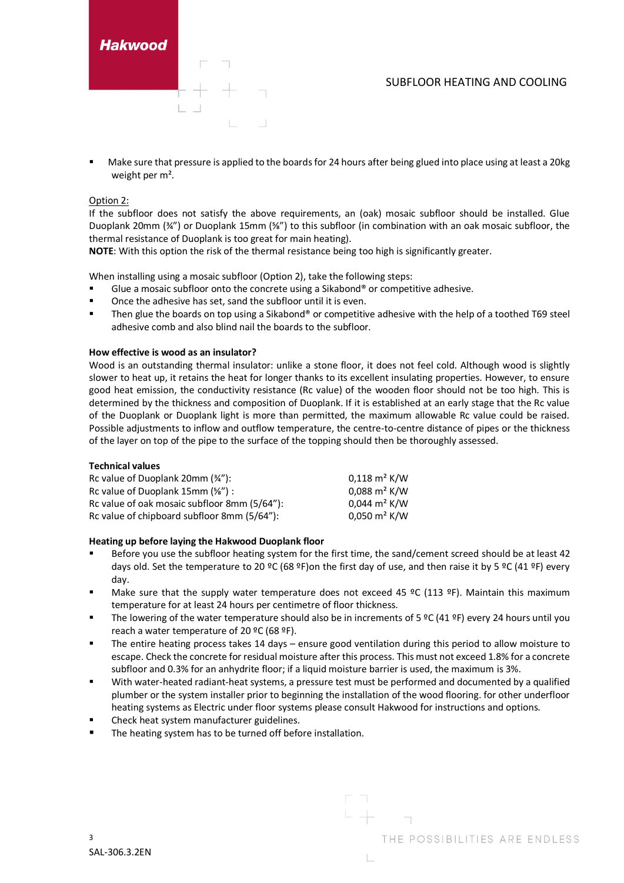- Make sure that pressure is applied to the boards for 24 hours after being glued into place using at least a 20kg weight per m².

Option 2:

If the subfloor does not satisfy the above requirements, an (oak) mosaic subfloor should be installed. Glue Duoplank 20mm (¾") or Duoplank 15mm (⅝") to this subfloor (in combination with an oak mosaic subfloor, the thermal resistance of Duoplank is too great for main heating).

**NOTE**: With this option the risk of the thermal resistance being too high is significantly greater.

When installing using a mosaic subfloor (Option 2), take the following steps:

- Glue a mosaic subfloor onto the concrete using a Sikabond® or competitive adhesive.
- Once the adhesive has set, sand the subfloor until it is even.
- Then glue the boards on top using a Sikabond® or competitive adhesive with the help of a toothed T69 steel adhesive comb and also blind nail the boards to the subfloor.

**How effective is wood as an insulator?**

Wood is an outstanding thermal insulator: unlike a stone floor, it does not feel cold. Although wood is slightly slower to heat up, it retains the heat for longer thanks to its excellent insulating properties. However, to ensure good heat emission, the conductivity resistance (Rc value) of the wooden floor should not be too high. This is determined by the thickness and composition of Duoplank. If it is established at an early stage that the Rc value of the Duoplank or Duoplank light is more than permitted, the maximum allowable Rc value could be raised. Possible adjustments to inflow and outflow temperature, the centre-to-centre distance of pipes or the thickness of the layer on top of the pipe to the surface of the topping should then be thoroughly assessed.

**Technical values**

| | |
|---|---|
| Rc value of Duoplank 20mm (¾"): | 0,118 m² K/W |
| Rc value of Duoplank 15mm (⅝") : | 0,088 m² K/W |
| Rc value of oak mosaic subfloor 8mm (5/64"): | 0,044 m² K/W |
| Rc value of chipboard subfloor 8mm (5/64"): | 0,050 m² K/W |

**Heating up before laying the Hakwood Duoplank floor**

- Before you use the subfloor heating system for the first time, the sand/cement screed should be at least 42 days old. Set the temperature to 20 ºC (68 ºF)on the first day of use, and then raise it by 5 ºC (41 ºF) every day.
- Make sure that the supply water temperature does not exceed 45 ºC (113 ºF). Maintain this maximum temperature for at least 24 hours per centimetre of floor thickness.
- The lowering of the water temperature should also be in increments of 5 ºC (41 ºF) every 24 hours until you reach a water temperature of 20 ºC (68 ºF).
- The entire heating process takes 14 days – ensure good ventilation during this period to allow moisture to escape. Check the concrete for residual moisture after this process. This must not exceed 1.8% for a concrete subfloor and 0.3% for an anhydrite floor; if a liquid moisture barrier is used, the maximum is 3%.
- With water-heated radiant-heat systems, a pressure test must be performed and documented by a qualified plumber or the system installer prior to beginning the installation of the wood flooring. for other underfloor heating systems as Electric under floor systems please consult Hakwood for instructions and options.
- Check heat system manufacturer guidelines.
- The heating system has to be turned off before installation.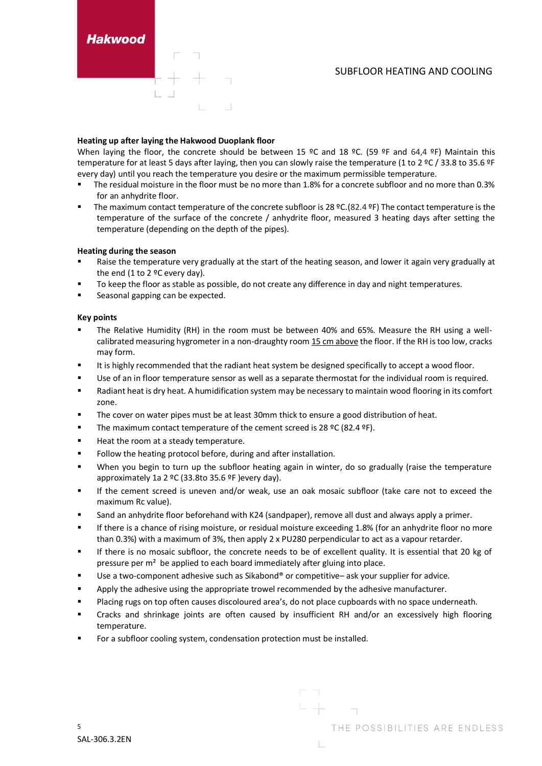# SUBFLOOR HEATING AND COOLING

**Heating up after laying the Hakwood Duoplank floor**

When laying the floor, the concrete should be between 15 ºC and 18 ºC. (59 ºF and 64,4 ºF) Maintain this temperature for at least 5 days after laying, then you can slowly raise the temperature (1 to 2 ºC / 33.8 to 35.6 ºF every day) until you reach the temperature you desire or the maximum permissible temperature.

- The residual moisture in the floor must be no more than 1.8% for a concrete subfloor and no more than 0.3% for an anhydrite floor.
- The maximum contact temperature of the concrete subfloor is 28 ºC.(82.4 ºF) The contact temperature is the temperature of the surface of the concrete / anhydrite floor, measured 3 heating days after setting the temperature (depending on the depth of the pipes).

**Heating during the season**

- Raise the temperature very gradually at the start of the heating season, and lower it again very gradually at the end (1 to 2 ºC every day).
- To keep the floor as stable as possible, do not create any difference in day and night temperatures.
- Seasonal gapping can be expected.

**Key points**

- The Relative Humidity (RH) in the room must be between 40% and 65%. Measure the RH using a well-calibrated measuring hygrometer in a non-draughty room <u>15 cm above</u> the floor. If the RH is too low, cracks may form.
- It is highly recommended that the radiant heat system be designed specifically to accept a wood floor.
- Use of an in floor temperature sensor as well as a separate thermostat for the individual room is required.
- Radiant heat is dry heat. A humidification system may be necessary to maintain wood flooring in its comfort zone.
- The cover on water pipes must be at least 30mm thick to ensure a good distribution of heat.
- The maximum contact temperature of the cement screed is 28 ºC (82.4 ºF).
- Heat the room at a steady temperature.
- Follow the heating protocol before, during and after installation.
- When you begin to turn up the subfloor heating again in winter, do so gradually (raise the temperature approximately 1a 2 ºC (33.8to 35.6 ºF )every day).
- If the cement screed is uneven and/or weak, use an oak mosaic subfloor (take care not to exceed the maximum Rc value).
- Sand an anhydrite floor beforehand with K24 (sandpaper), remove all dust and always apply a primer.
- If there is a chance of rising moisture, or residual moisture exceeding 1.8% (for an anhydrite floor no more than 0.3%) with a maximum of 3%, then apply 2 x PU280 perpendicular to act as a vapour retarder.
- If there is no mosaic subfloor, the concrete needs to be of excellent quality. It is essential that 20 kg of pressure per m² be applied to each board immediately after gluing into place.
- Use a two-component adhesive such as Sikabond® or competitive– ask your supplier for advice.
- Apply the adhesive using the appropriate trowel recommended by the adhesive manufacturer.
- Placing rugs on top often causes discoloured area's, do not place cupboards with no space underneath.
- Cracks and shrinkage joints are often caused by insufficient RH and/or an excessively high flooring temperature.
- For a subfloor cooling system, condensation protection must be installed.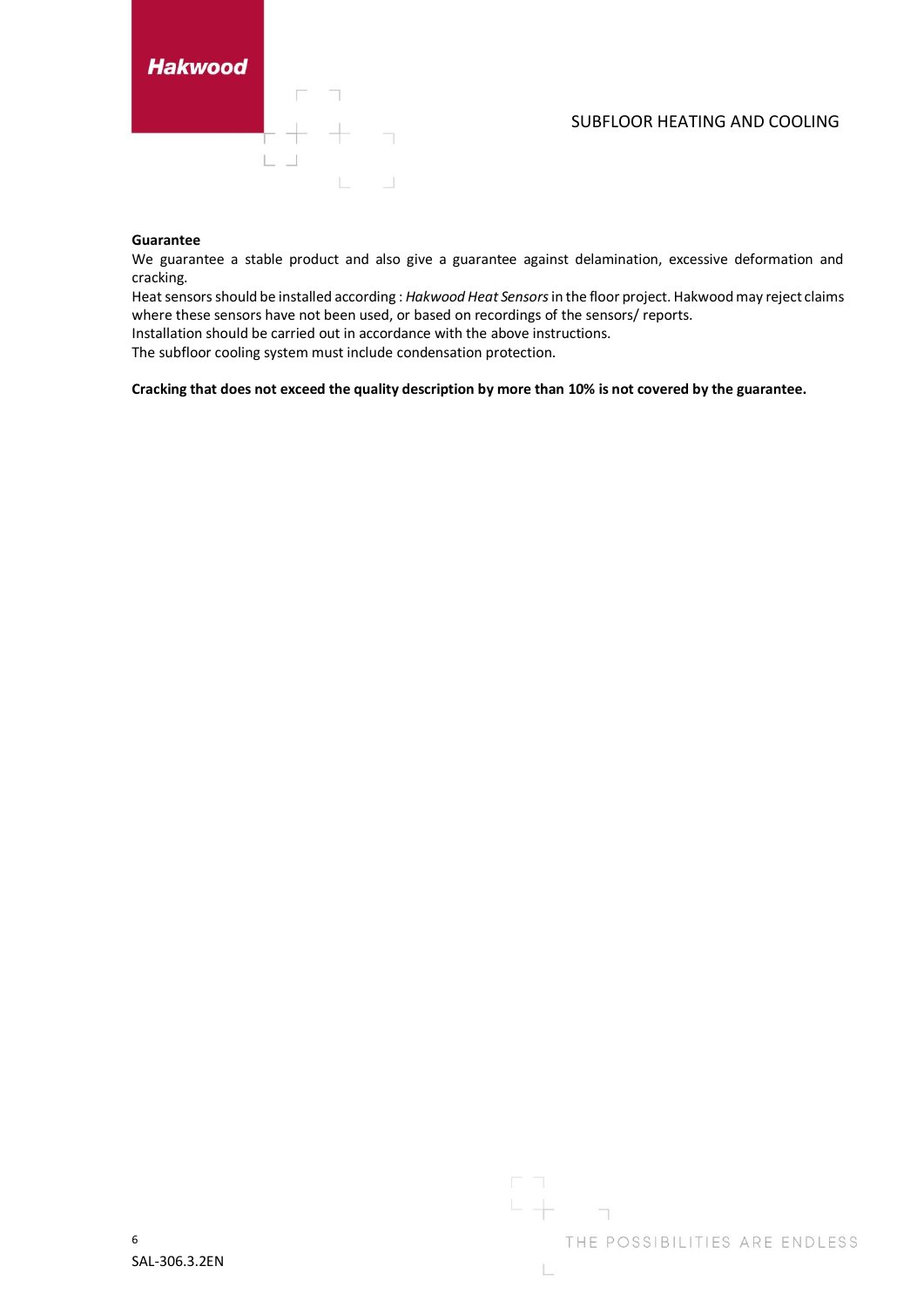**Guarantee**

We guarantee a stable product and also give a guarantee against delamination, excessive deformation and cracking.

Heat sensors should be installed according : *Hakwood Heat Sensors* in the floor project. Hakwood may reject claims where these sensors have not been used, or based on recordings of the sensors/ reports.

Installation should be carried out in accordance with the above instructions.

The subfloor cooling system must include condensation protection.

**Cracking that does not exceed the quality description by more than 10% is not covered by the guarantee.**